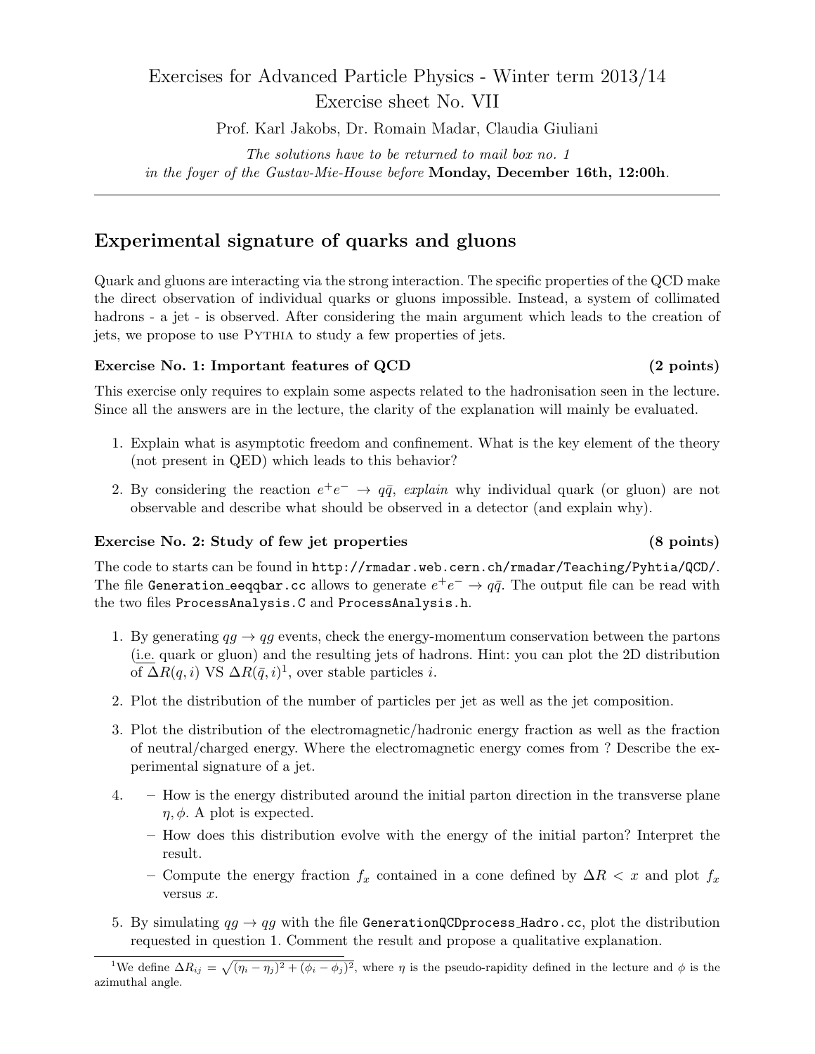# Exercises for Advanced Particle Physics - Winter term 2013/14
## Exercise sheet No. VII

Prof. Karl Jakobs, Dr. Romain Madar, Claudia Giuliani

*The solutions have to be returned to mail box no. 1*
*in the foyer of the Gustav-Mie-House before* **Monday, December 16th, 12:00h**.

---

## Experimental signature of quarks and gluons

Quark and gluons are interacting via the strong interaction. The specific properties of the QCD make the direct observation of individual quarks or gluons impossible. Instead, a system of collimated hadrons - a jet - is observed. After considering the main argument which leads to the creation of jets, we propose to use Pythia to study a few properties of jets.

### Exercise No. 1: Important features of QCD (2 points)

This exercise only requires to explain some aspects related to the hadronisation seen in the lecture. Since all the answers are in the lecture, the clarity of the explanation will mainly be evaluated.

1. Explain what is asymptotic freedom and confinement. What is the key element of the theory (not present in QED) which leads to this behavior?
2. By considering the reaction $e^+e^- \to q\bar{q}$, *explain* why individual quark (or gluon) are not observable and describe what should be observed in a detector (and explain why).

### Exercise No. 2: Study of few jet properties (8 points)

The code to starts can be found in `http://rmadar.web.cern.ch/rmadar/Teaching/Pyhtia/QCD/`. The file `Generation_eeqqbar.cc` allows to generate $e^+e^- \to q\bar{q}$. The output file can be read with the two files `ProcessAnalysis.C` and `ProcessAnalysis.h`.

1. By generating $qg \to qg$ events, check the energy-momentum conservation between the partons (i.e. quark or gluon) and the resulting jets of hadrons. Hint: you can plot the 2D distribution of $\Delta R(q, i)$ VS $\Delta R(\bar{q}, i)$[1], over stable particles $i$.
2. Plot the distribution of the number of particles per jet as well as the jet composition.
3. Plot the distribution of the electromagnetic/hadronic energy fraction as well as the fraction of neutral/charged energy. Where the electromagnetic energy comes from ? Describe the experimental signature of a jet.
4. 
   - How is the energy distributed around the initial parton direction in the transverse plane $\eta, \phi$. A plot is expected.
   - How does this distribution evolve with the energy of the initial parton? Interpret the result.
   - Compute the energy fraction $f_x$ contained in a cone defined by $\Delta R < x$ and plot $f_x$ versus $x$.
5. By simulating $qg \to qg$ with the file `GenerationQCDprocess_Hadro.cc`, plot the distribution requested in question 1. Comment the result and propose a qualitative explanation.

---

[1] We define $\Delta R_{ij} = \sqrt{(\eta_i - \eta_j)^2 + (\phi_i - \phi_j)^2}$, where $\eta$ is the pseudo-rapidity defined in the lecture and $\phi$ is the azimuthal angle.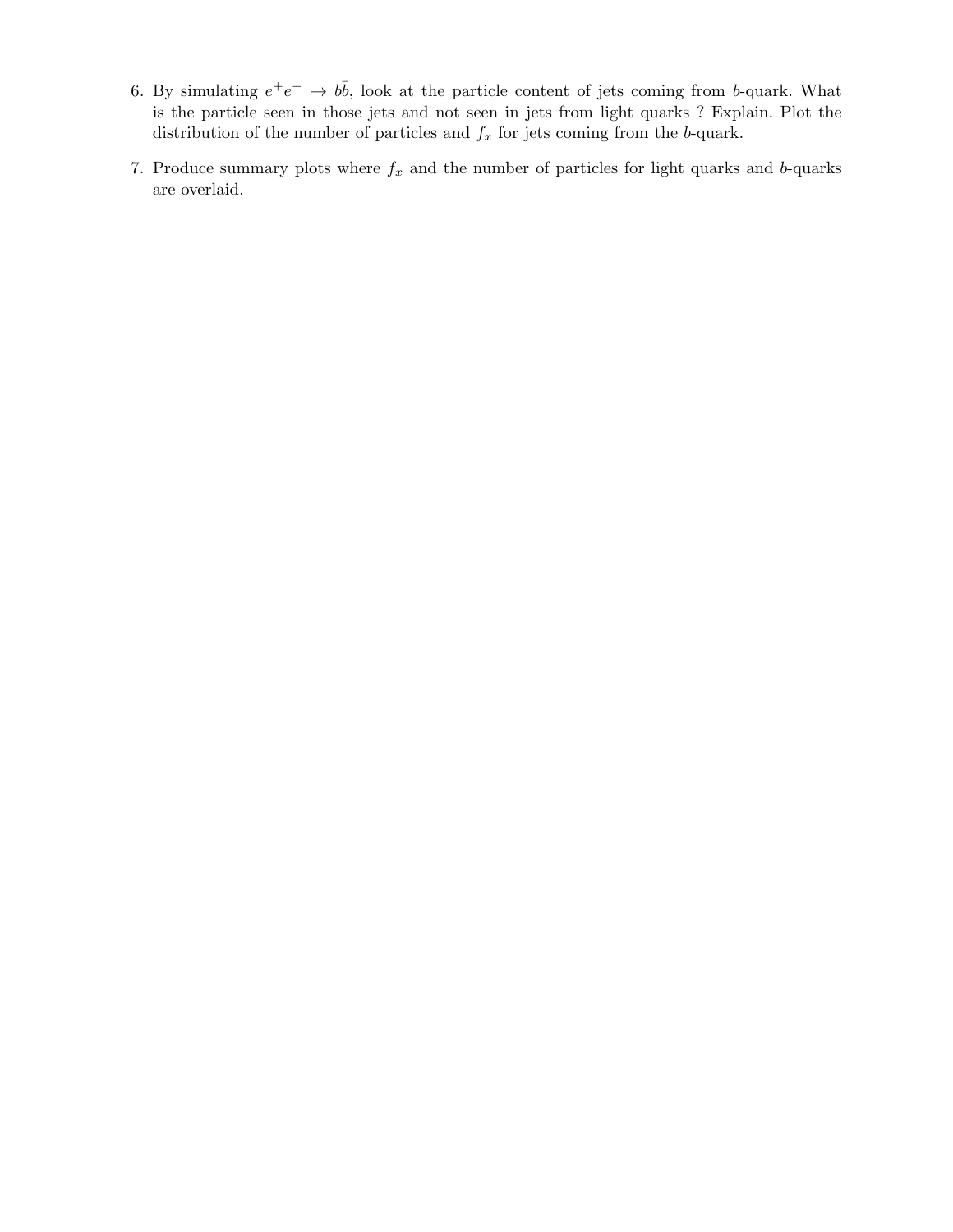6. By simulating $e^+e^- \to b\bar{b}$, look at the particle content of jets coming from $b$-quark. What is the particle seen in those jets and not seen in jets from light quarks ? Explain. Plot the distribution of the number of particles and $f_x$ for jets coming from the $b$-quark.

7. Produce summary plots where $f_x$ and the number of particles for light quarks and $b$-quarks are overlaid.